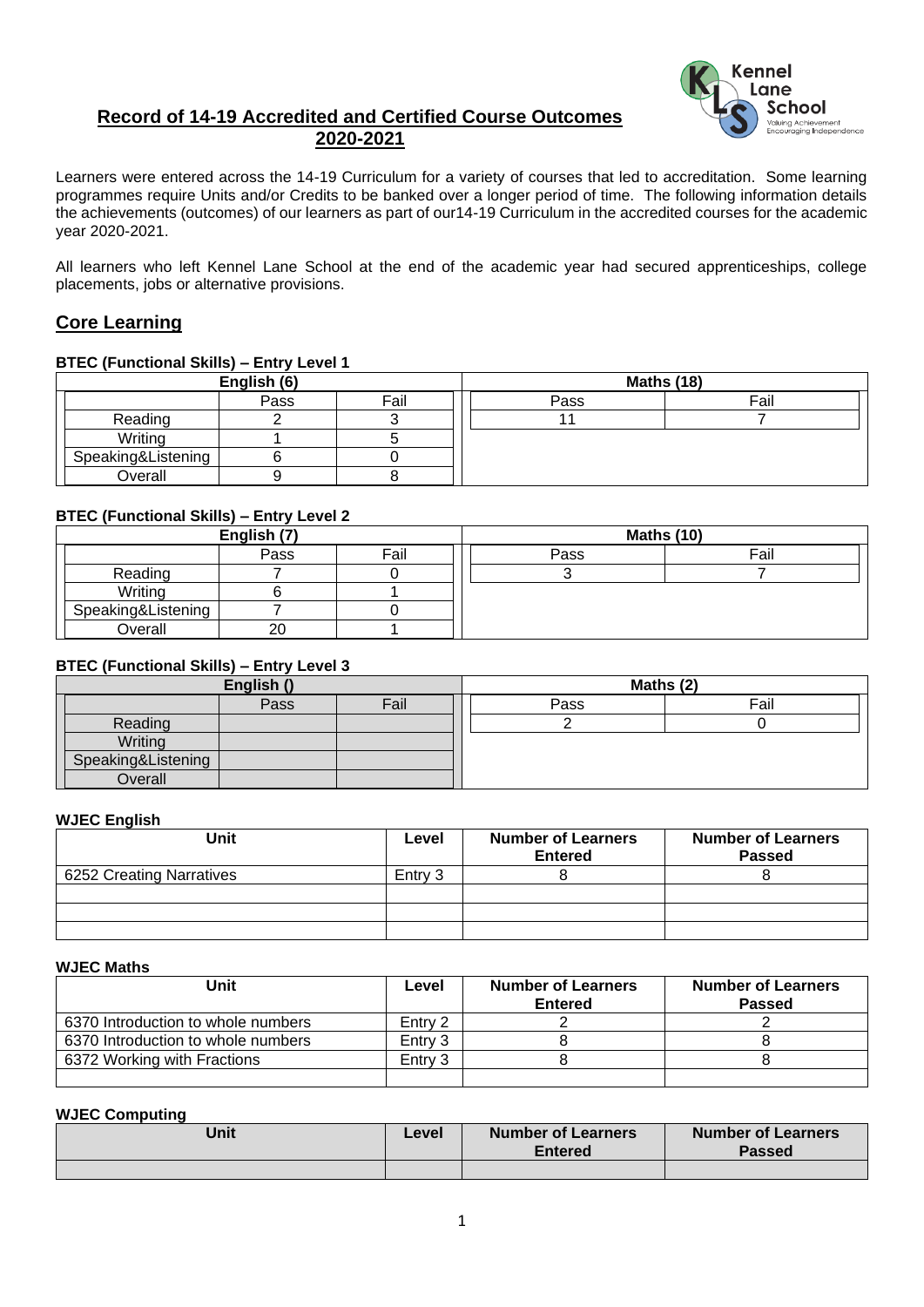## Record of 14-19 Accredited and Certified Course Outcomes 2020-2021

Learners were entered across the 14-19 Curriculum for a variety of courses that led to accreditation. Some learning programmes require Units and/or Credits to be banked over a longer period of time. The following information details the achievements (outcomes) of our learners as part of our14-19 Curriculum in the accredited courses for the academic year 2020-2021.

All learners who left Kennel Lane School at the end of the academic year had secured apprenticeships, college placements, jobs or alternative provisions.

## Core Learning

### BTEC (Functional Skills) – Entry Level 1

| English (6) | | |
|---|---|---|
| | Pass | Fail |
| Reading | 2 | 3 |
| Writing | 1 | 5 |
| Speaking&Listening | 6 | 0 |
| Overall | 9 | 8 |

| Maths (18) | |
|---|---|
| Pass | Fail |
| 11 | 7 |

### BTEC (Functional Skills) – Entry Level 2

| English (7) | | |
|---|---|---|
| | Pass | Fail |
| Reading | 7 | 0 |
| Writing | 6 | 1 |
| Speaking&Listening | 7 | 0 |
| Overall | 20 | 1 |

| Maths (10) | |
|---|---|
| Pass | Fail |
| 3 | 7 |

### BTEC (Functional Skills) – Entry Level 3

| English () | | |
|---|---|---|
| | Pass | Fail |
| Reading | | |
| Writing | | |
| Speaking&Listening | | |
| Overall | | |

| Maths (2) | |
|---|---|
| Pass | Fail |
| 2 | 0 |

### WJEC English

| Unit | Level | Number of Learners Entered | Number of Learners Passed |
|---|---|---|---|
| 6252 Creating Narratives | Entry 3 | 8 | 8 |
| | | | |
| | | | |
| | | | |

### WJEC Maths

| Unit | Level | Number of Learners Entered | Number of Learners Passed |
|---|---|---|---|
| 6370 Introduction to whole numbers | Entry 2 | 2 | 2 |
| 6370 Introduction to whole numbers | Entry 3 | 8 | 8 |
| 6372 Working with Fractions | Entry 3 | 8 | 8 |
| | | | |

### WJEC Computing

| Unit | Level | Number of Learners Entered | Number of Learners Passed |
|---|---|---|---|
| | | | |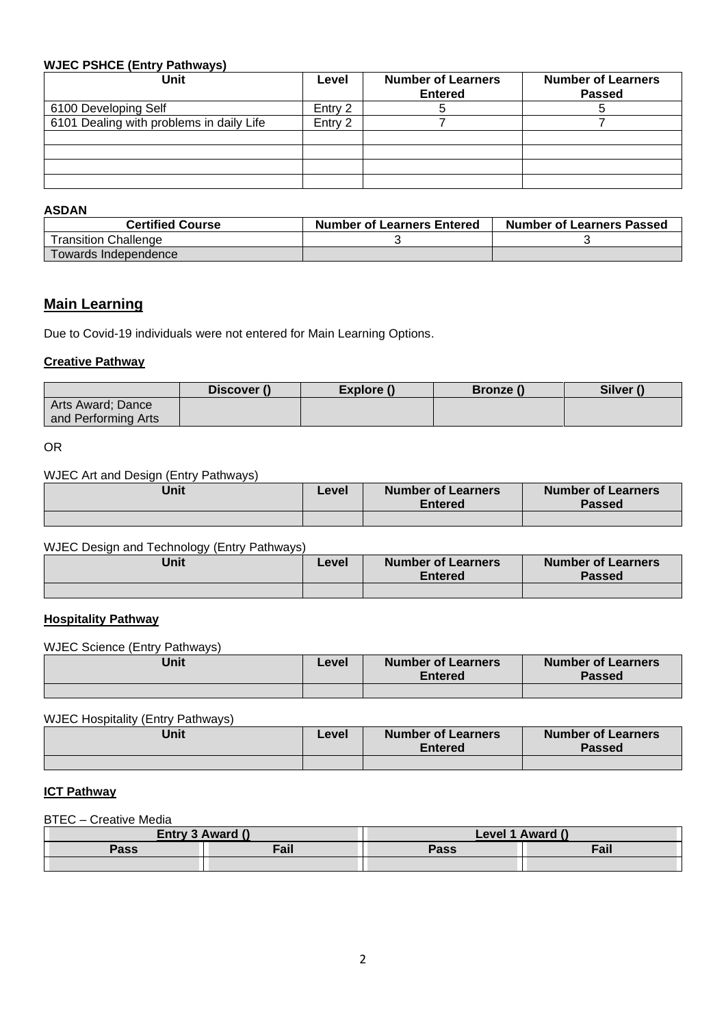**WJEC PSHCE (Entry Pathways)**

| Unit | Level | Number of Learners Entered | Number of Learners Passed |
|---|---|---|---|
| 6100 Developing Self | Entry 2 | 5 | 5 |
| 6101 Dealing with problems in daily Life | Entry 2 | 7 | 7 |
| | | | |
| | | | |
| | | | |
| | | | |

**ASDAN**

| Certified Course | Number of Learners Entered | Number of Learners Passed |
|---|---|---|
| Transition Challenge | 3 | 3 |
| Towards Independence | | |

## Main Learning

Due to Covid-19 individuals were not entered for Main Learning Options.

### Creative Pathway

| | Discover () | Explore () | Bronze () | Silver () |
|---|---|---|---|---|
| Arts Award; Dance and Performing Arts | | | | |

OR

WJEC Art and Design (Entry Pathways)

| Unit | Level | Number of Learners Entered | Number of Learners Passed |
|---|---|---|---|
| | | | |

WJEC Design and Technology (Entry Pathways)

| Unit | Level | Number of Learners Entered | Number of Learners Passed |
|---|---|---|---|
| | | | |

### Hospitality Pathway

WJEC Science (Entry Pathways)

| Unit | Level | Number of Learners Entered | Number of Learners Passed |
|---|---|---|---|
| | | | |

WJEC Hospitality (Entry Pathways)

| Unit | Level | Number of Learners Entered | Number of Learners Passed |
|---|---|---|---|
| | | | |

### ICT Pathway

BTEC – Creative Media

| Entry 3 Award () | | Level 1 Award () | |
|---|---|---|---|
| Pass | Fail | Pass | Fail |
| | | | |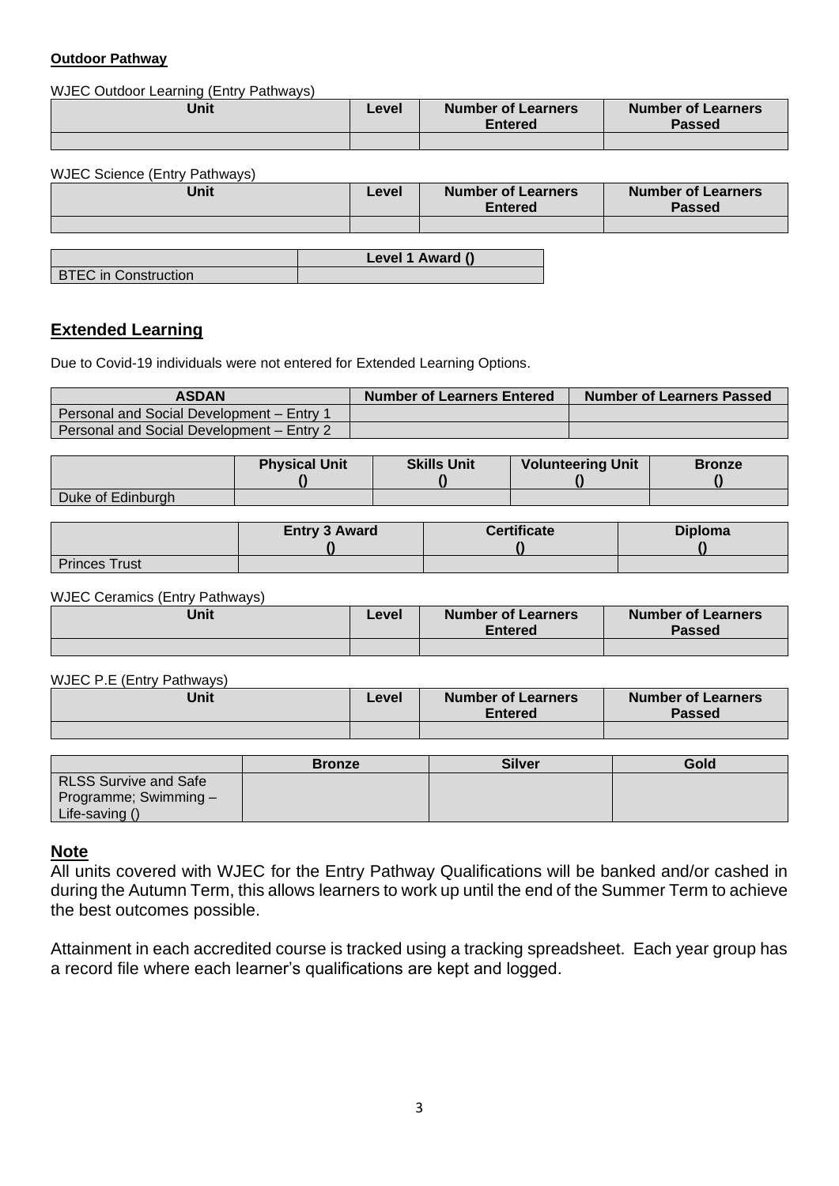**Outdoor Pathway**

WJEC Outdoor Learning (Entry Pathways)

| Unit | Level | Number of Learners Entered | Number of Learners Passed |
|---|---|---|---|
| | | | |

WJEC Science (Entry Pathways)

| Unit | Level | Number of Learners Entered | Number of Learners Passed |
|---|---|---|---|
| | | | |

| | Level 1 Award () |
|---|---|
| BTEC in Construction | |

## Extended Learning

Due to Covid-19 individuals were not entered for Extended Learning Options.

| ASDAN | Number of Learners Entered | Number of Learners Passed |
|---|---|---|
| Personal and Social Development – Entry 1 | | |
| Personal and Social Development – Entry 2 | | |

| | Physical Unit () | Skills Unit () | Volunteering Unit () | Bronze () |
|---|---|---|---|---|
| Duke of Edinburgh | | | | |

| | Entry 3 Award () | Certificate () | Diploma () |
|---|---|---|---|
| Princes Trust | | | |

WJEC Ceramics (Entry Pathways)

| Unit | Level | Number of Learners Entered | Number of Learners Passed |
|---|---|---|---|
| | | | |

WJEC P.E (Entry Pathways)

| Unit | Level | Number of Learners Entered | Number of Learners Passed |
|---|---|---|---|
| | | | |

| | Bronze | Silver | Gold |
|---|---|---|---|
| RLSS Survive and Safe Programme; Swimming – Life-saving () | | | |

## Note

All units covered with WJEC for the Entry Pathway Qualifications will be banked and/or cashed in during the Autumn Term, this allows learners to work up until the end of the Summer Term to achieve the best outcomes possible.

Attainment in each accredited course is tracked using a tracking spreadsheet. Each year group has a record file where each learner's qualifications are kept and logged.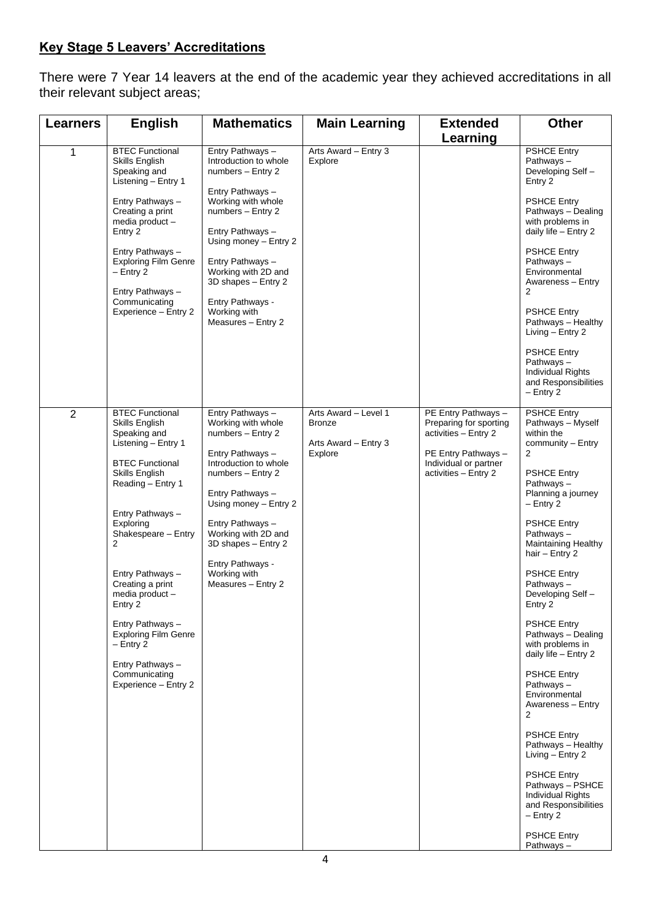## **Key Stage 5 Leavers' Accreditations**

There were 7 Year 14 leavers at the end of the academic year they achieved accreditations in all their relevant subject areas;

| Learners | English | Mathematics | Main Learning | Extended Learning | Other |
|---|---|---|---|---|---|
| 1 | BTEC Functional Skills English Speaking and Listening – Entry 1<br><br>Entry Pathways – Creating a print media product – Entry 2<br><br>Entry Pathways – Exploring Film Genre – Entry 2<br><br>Entry Pathways – Communicating Experience – Entry 2 | Entry Pathways – Introduction to whole numbers – Entry 2<br><br>Entry Pathways – Working with whole numbers – Entry 2<br><br>Entry Pathways – Using money – Entry 2<br><br>Entry Pathways – Working with 2D and 3D shapes – Entry 2<br><br>Entry Pathways - Working with Measures – Entry 2 | Arts Award – Entry 3 Explore | | PSHCE Entry Pathways – Developing Self – Entry 2<br><br>PSHCE Entry Pathways – Dealing with problems in daily life – Entry 2<br><br>PSHCE Entry Pathways – Environmental Awareness – Entry 2<br><br>PSHCE Entry Pathways – Healthy Living – Entry 2<br><br>PSHCE Entry Pathways – Individual Rights and Responsibilities – Entry 2 |
| 2 | BTEC Functional Skills English Speaking and Listening – Entry 1<br><br>BTEC Functional Skills English Reading – Entry 1<br><br>Entry Pathways – Exploring Shakespeare – Entry 2<br><br>Entry Pathways – Creating a print media product – Entry 2<br><br>Entry Pathways – Exploring Film Genre – Entry 2<br><br>Entry Pathways – Communicating Experience – Entry 2 | Entry Pathways – Working with whole numbers – Entry 2<br><br>Entry Pathways – Introduction to whole numbers – Entry 2<br><br>Entry Pathways – Using money – Entry 2<br><br>Entry Pathways – Working with 2D and 3D shapes – Entry 2<br><br>Entry Pathways - Working with Measures – Entry 2 | Arts Award – Level 1 Bronze<br><br>Arts Award – Entry 3 Explore | PE Entry Pathways – Preparing for sporting activities – Entry 2<br><br>PE Entry Pathways – Individual or partner activities – Entry 2 | PSHCE Entry Pathways – Myself within the community – Entry 2<br><br>PSHCE Entry Pathways – Planning a journey – Entry 2<br><br>PSHCE Entry Pathways – Maintaining Healthy hair – Entry 2<br><br>PSHCE Entry Pathways – Developing Self – Entry 2<br><br>PSHCE Entry Pathways – Dealing with problems in daily life – Entry 2<br><br>PSHCE Entry Pathways – Environmental Awareness – Entry 2<br><br>PSHCE Entry Pathways – Healthy Living – Entry 2<br><br>PSHCE Entry Pathways – PSHCE Individual Rights and Responsibilities – Entry 2<br><br>PSHCE Entry Pathways – |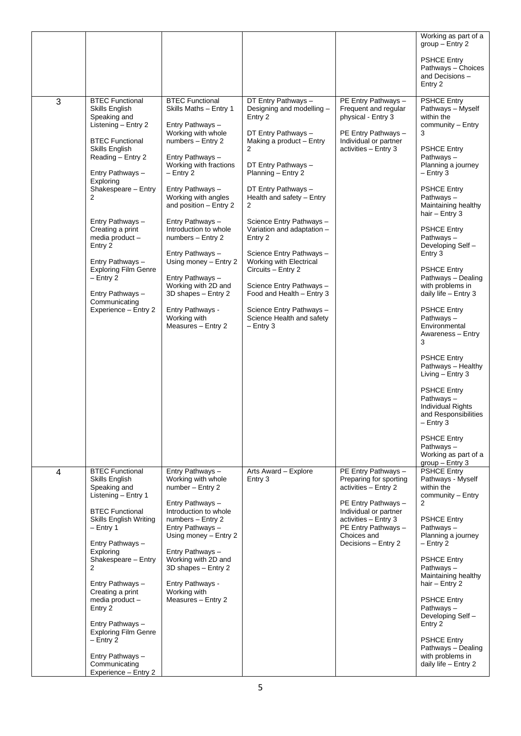| | | | | | |
|---|---|---|---|---|---|
| | | | | | Working as part of a group – Entry 2<br><br>PSHCE Entry Pathways – Choices and Decisions – Entry 2 |
| 3 | BTEC Functional Skills English Speaking and Listening – Entry 2<br><br>BTEC Functional Skills English Reading – Entry 2<br><br>Entry Pathways – Exploring Shakespeare – Entry 2<br><br>Entry Pathways – Creating a print media product – Entry 2<br><br>Entry Pathways – Exploring Film Genre – Entry 2<br><br>Entry Pathways – Communicating Experience – Entry 2 | BTEC Functional Skills Maths – Entry 1<br><br>Entry Pathways – Working with whole numbers – Entry 2<br><br>Entry Pathways – Working with fractions – Entry 2<br><br>Entry Pathways – Working with angles and position – Entry 2<br><br>Entry Pathways – Introduction to whole numbers – Entry 2<br><br>Entry Pathways – Using money – Entry 2<br><br>Entry Pathways – Working with 2D and 3D shapes – Entry 2<br><br>Entry Pathways - Working with Measures – Entry 2 | DT Entry Pathways – Designing and modelling – Entry 2<br><br>DT Entry Pathways – Making a product – Entry 2<br><br>DT Entry Pathways – Planning – Entry 2<br><br>DT Entry Pathways – Health and safety – Entry 2<br><br>Science Entry Pathways – Variation and adaptation – Entry 2<br><br>Science Entry Pathways – Working with Electrical Circuits – Entry 2<br><br>Science Entry Pathways – Food and Health – Entry 3<br><br>Science Entry Pathways – Science Health and safety – Entry 3 | PE Entry Pathways – Frequent and regular physical - Entry 3<br><br>PE Entry Pathways – Individual or partner activities – Entry 3 | PSHCE Entry Pathways – Myself within the community – Entry 3<br><br>PSHCE Entry Pathways – Planning a journey – Entry 3<br><br>PSHCE Entry Pathways – Maintaining healthy hair – Entry 3<br><br>PSHCE Entry Pathways – Developing Self – Entry 3<br><br>PSHCE Entry Pathways – Dealing with problems in daily life – Entry 3<br><br>PSHCE Entry Pathways – Environmental Awareness – Entry 3<br><br>PSHCE Entry Pathways – Healthy Living – Entry 3<br><br>PSHCE Entry Pathways – Individual Rights and Responsibilities – Entry 3<br><br>PSHCE Entry Pathways – Working as part of a group – Entry 3 |
| 4 | BTEC Functional Skills English Speaking and Listening – Entry 1<br><br>BTEC Functional Skills English Writing – Entry 1<br><br>Entry Pathways – Exploring Shakespeare – Entry 2<br><br>Entry Pathways – Creating a print media product – Entry 2<br><br>Entry Pathways – Exploring Film Genre – Entry 2<br><br>Entry Pathways – Communicating Experience – Entry 2 | Entry Pathways – Working with whole number – Entry 2<br><br>Entry Pathways – Introduction to whole numbers – Entry 2<br>Entry Pathways – Using money – Entry 2<br><br>Entry Pathways – Working with 2D and 3D shapes – Entry 2<br><br>Entry Pathways - Working with Measures – Entry 2 | Arts Award – Explore Entry 3 | PE Entry Pathways – Preparing for sporting activities – Entry 2<br><br>PE Entry Pathways – Individual or partner activities – Entry 3<br>PE Entry Pathways – Choices and Decisions – Entry 2 | PSHCE Entry Pathways - Myself within the community – Entry 2<br><br>PSHCE Entry Pathways – Planning a journey – Entry 2<br><br>PSHCE Entry Pathways – Maintaining healthy hair – Entry 2<br><br>PSHCE Entry Pathways – Developing Self – Entry 2<br><br>PSHCE Entry Pathways – Dealing with problems in daily life – Entry 2 |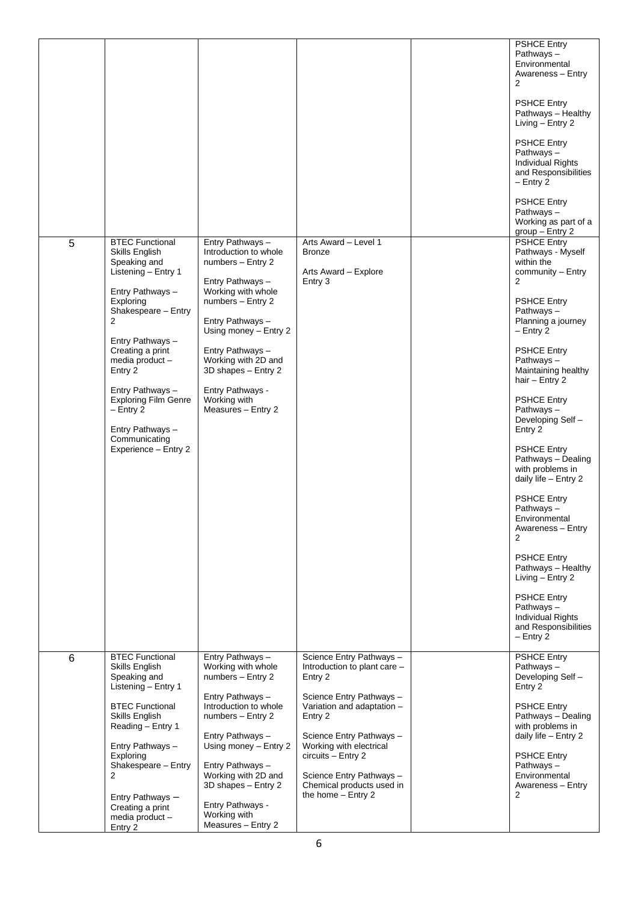|  |  |  |  |  | PSHCE Entry Pathways – Environmental Awareness – Entry 2<br><br>PSHCE Entry Pathways – Healthy Living – Entry 2<br><br>PSHCE Entry Pathways – Individual Rights and Responsibilities – Entry 2<br><br>PSHCE Entry Pathways – Working as part of a group – Entry 2 |
|---|---|---|---|---|---|
| 5 | BTEC Functional Skills English Speaking and Listening – Entry 1<br><br>Entry Pathways – Exploring Shakespeare – Entry 2<br><br>Entry Pathways – Creating a print media product – Entry 2<br><br>Entry Pathways – Exploring Film Genre – Entry 2<br><br>Entry Pathways – Communicating Experience – Entry 2 | Entry Pathways – Introduction to whole numbers – Entry 2<br><br>Entry Pathways – Working with whole numbers – Entry 2<br><br>Entry Pathways – Using money – Entry 2<br><br>Entry Pathways – Working with 2D and 3D shapes – Entry 2<br><br>Entry Pathways - Working with Measures – Entry 2 | Arts Award – Level 1 Bronze<br><br>Arts Award – Explore Entry 3 |  | PSHCE Entry Pathways - Myself within the community – Entry 2<br><br>PSHCE Entry Pathways – Planning a journey – Entry 2<br><br>PSHCE Entry Pathways – Maintaining healthy hair – Entry 2<br><br>PSHCE Entry Pathways – Developing Self – Entry 2<br><br>PSHCE Entry Pathways – Dealing with problems in daily life – Entry 2<br><br>PSHCE Entry Pathways – Environmental Awareness – Entry 2<br><br>PSHCE Entry Pathways – Healthy Living – Entry 2<br><br>PSHCE Entry Pathways – Individual Rights and Responsibilities – Entry 2 |
| 6 | BTEC Functional Skills English Speaking and Listening – Entry 1<br><br>BTEC Functional Skills English Reading – Entry 1<br><br>Entry Pathways – Exploring Shakespeare – Entry 2<br><br>Entry Pathways – Creating a print media product – Entry 2 | Entry Pathways – Working with whole numbers – Entry 2<br><br>Entry Pathways – Introduction to whole numbers – Entry 2<br><br>Entry Pathways – Using money – Entry 2<br><br>Entry Pathways – Working with 2D and 3D shapes – Entry 2<br><br>Entry Pathways - Working with Measures – Entry 2 | Science Entry Pathways – Introduction to plant care – Entry 2<br><br>Science Entry Pathways – Variation and adaptation – Entry 2<br><br>Science Entry Pathways – Working with electrical circuits – Entry 2<br><br>Science Entry Pathways – Chemical products used in the home – Entry 2 |  | PSHCE Entry Pathways – Developing Self – Entry 2<br><br>PSHCE Entry Pathways – Dealing with problems in daily life – Entry 2<br><br>PSHCE Entry Pathways – Environmental Awareness – Entry 2 |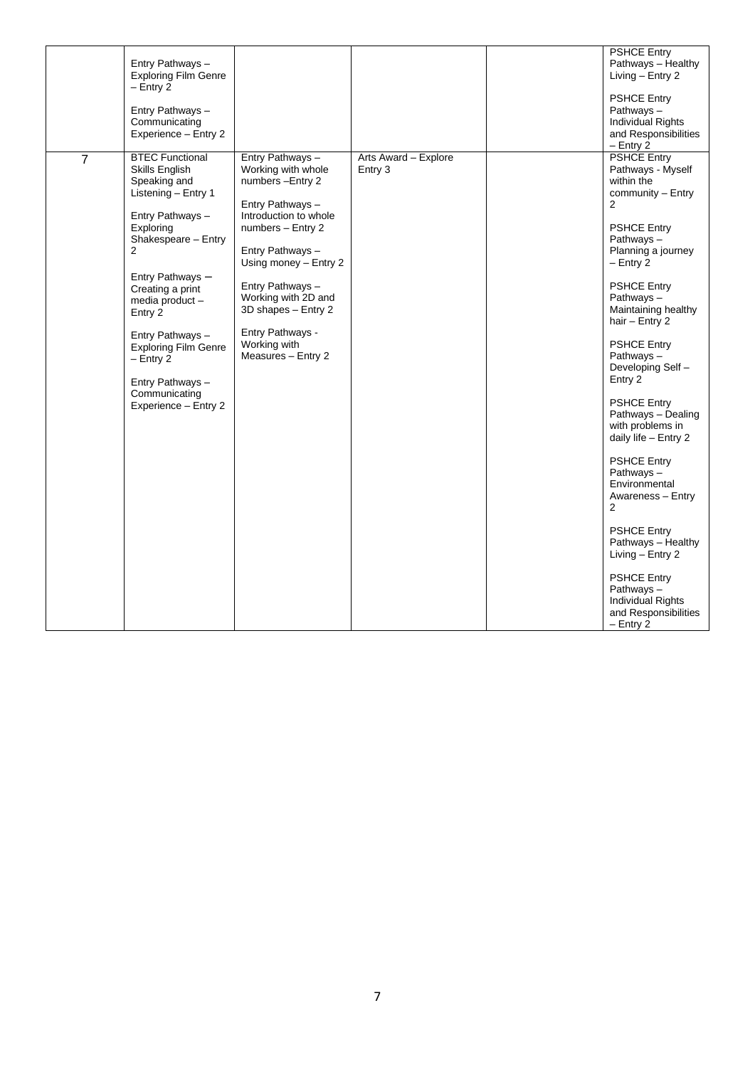|  |  |  |  |  |  |
|---|---|---|---|---|---|
|  | Entry Pathways – Exploring Film Genre – Entry 2<br><br>Entry Pathways – Communicating Experience – Entry 2 |  |  |  | PSHCE Entry Pathways – Healthy Living – Entry 2<br><br>PSHCE Entry Pathways – Individual Rights and Responsibilities – Entry 2 |
| 7 | BTEC Functional Skills English Speaking and Listening – Entry 1<br><br>Entry Pathways – Exploring Shakespeare – Entry 2<br><br>Entry Pathways – Creating a print media product – Entry 2<br><br>Entry Pathways – Exploring Film Genre – Entry 2<br><br>Entry Pathways – Communicating Experience – Entry 2 | Entry Pathways – Working with whole numbers –Entry 2<br><br>Entry Pathways – Introduction to whole numbers – Entry 2<br><br>Entry Pathways – Using money – Entry 2<br><br>Entry Pathways – Working with 2D and 3D shapes – Entry 2<br><br>Entry Pathways - Working with Measures – Entry 2 | Arts Award – Explore Entry 3 |  | PSHCE Entry Pathways - Myself within the community – Entry 2<br><br>PSHCE Entry Pathways – Planning a journey – Entry 2<br><br>PSHCE Entry Pathways – Maintaining healthy hair – Entry 2<br><br>PSHCE Entry Pathways – Developing Self – Entry 2<br><br>PSHCE Entry Pathways – Dealing with problems in daily life – Entry 2<br><br>PSHCE Entry Pathways – Environmental Awareness – Entry 2<br><br>PSHCE Entry Pathways – Healthy Living – Entry 2<br><br>PSHCE Entry Pathways – Individual Rights and Responsibilities – Entry 2 |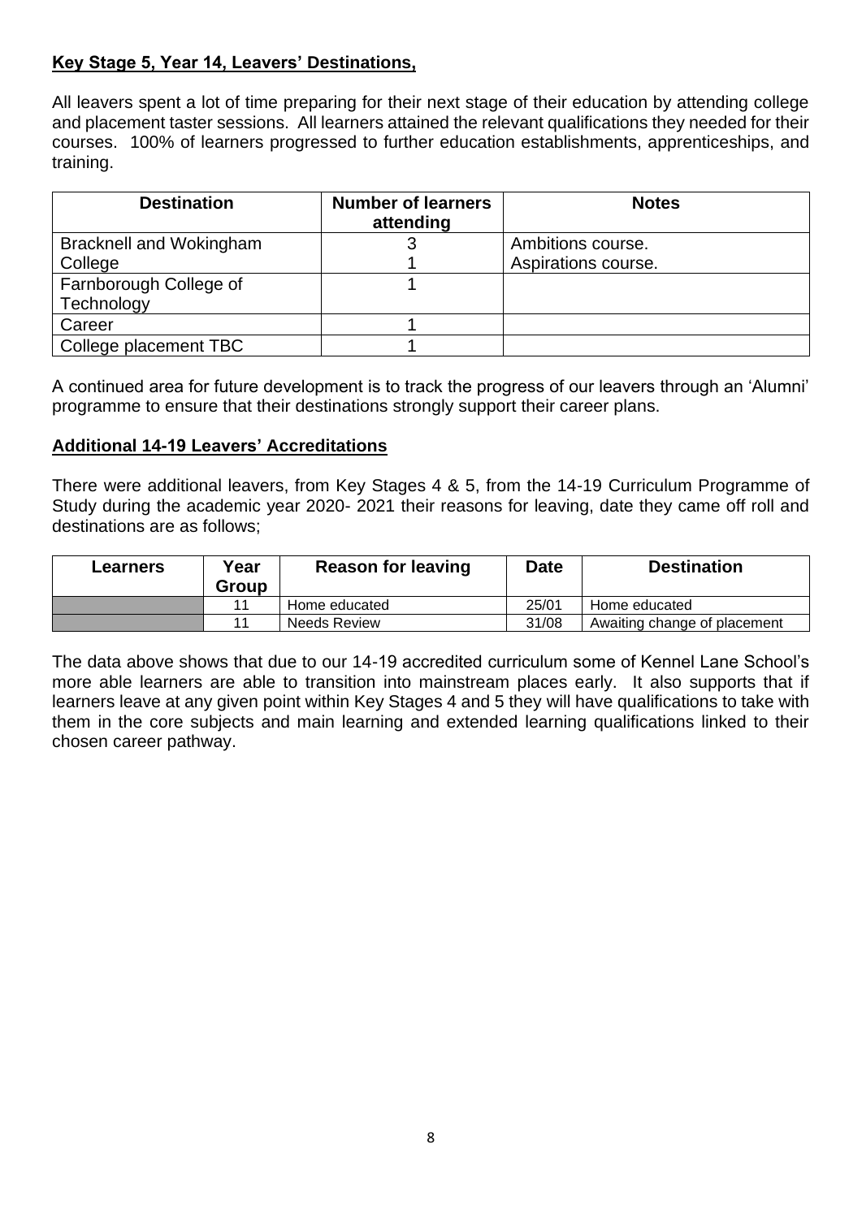**Key Stage 5, Year 14, Leavers' Destinations,**

All leavers spent a lot of time preparing for their next stage of their education by attending college and placement taster sessions. All learners attained the relevant qualifications they needed for their courses. 100% of learners progressed to further education establishments, apprenticeships, and training.

| Destination | Number of learners attending | Notes |
|---|---|---|
| Bracknell and Wokingham College | 3<br>1 | Ambitions course.<br>Aspirations course. |
| Farnborough College of Technology | 1 | |
| Career | 1 | |
| College placement TBC | 1 | |

A continued area for future development is to track the progress of our leavers through an 'Alumni' programme to ensure that their destinations strongly support their career plans.

**Additional 14-19 Leavers' Accreditations**

There were additional leavers, from Key Stages 4 & 5, from the 14-19 Curriculum Programme of Study during the academic year 2020- 2021 their reasons for leaving, date they came off roll and destinations are as follows;

| Learners | Year Group | Reason for leaving | Date | Destination |
|---|---|---|---|---|
| | 11 | Home educated | 25/01 | Home educated |
| | 11 | Needs Review | 31/08 | Awaiting change of placement |

The data above shows that due to our 14-19 accredited curriculum some of Kennel Lane School's more able learners are able to transition into mainstream places early. It also supports that if learners leave at any given point within Key Stages 4 and 5 they will have qualifications to take with them in the core subjects and main learning and extended learning qualifications linked to their chosen career pathway.